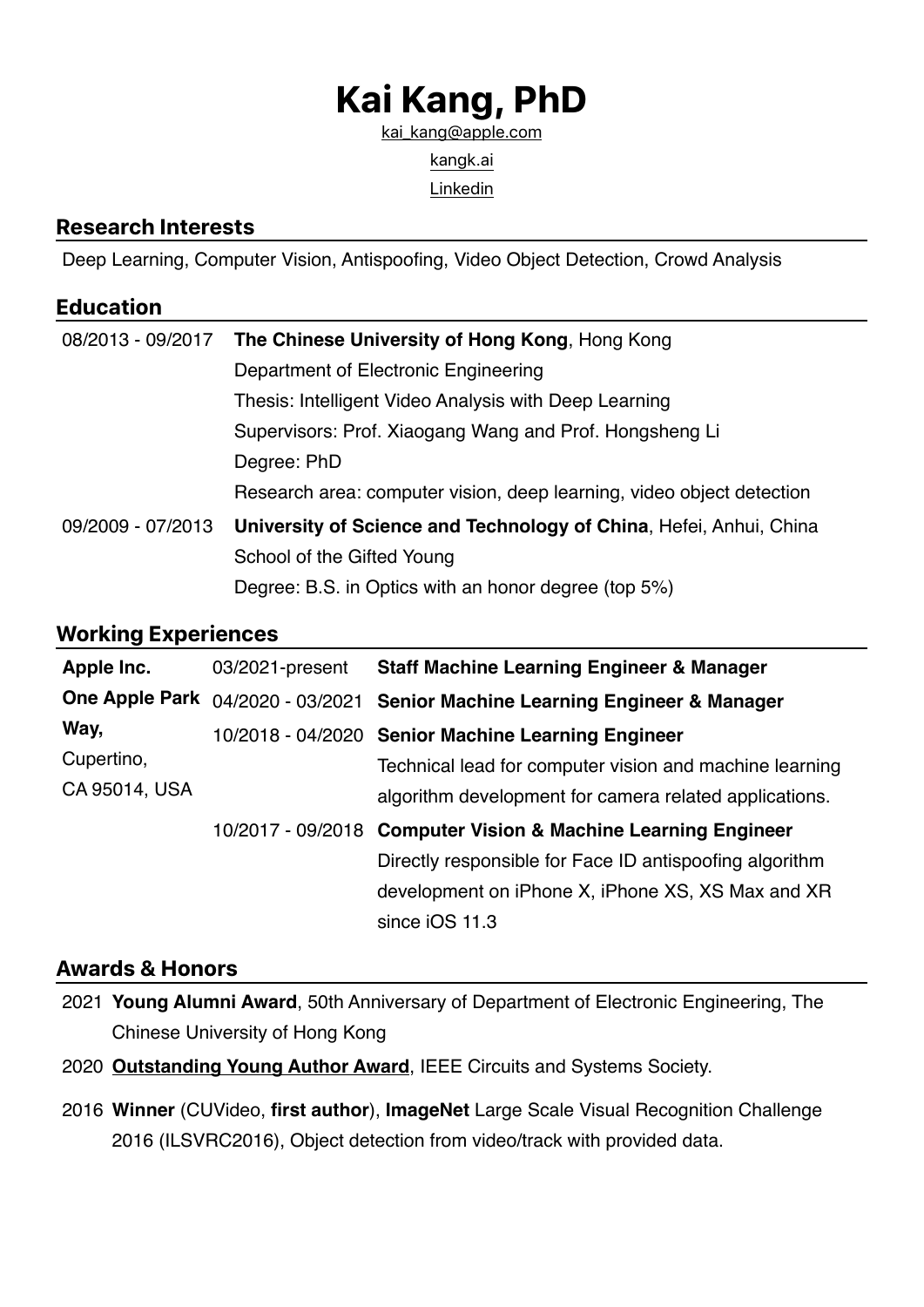# Kai Kang, PhD

kai_kang@apple.com

kangk.ai

Linkedin

## Research Interests

Deep Learning, Computer Vision, Antispoofing, Video Object Detection, Crowd Analysis

## Education

| | |
|---|---|
| 08/2013 - 09/2017 | **The Chinese University of Hong Kong**, Hong Kong<br>Department of Electronic Engineering<br>Thesis: Intelligent Video Analysis with Deep Learning<br>Supervisors: Prof. Xiaogang Wang and Prof. Hongsheng Li<br>Degree: PhD<br>Research area: computer vision, deep learning, video object detection |
| 09/2009 - 07/2013 | **University of Science and Technology of China**, Hefei, Anhui, China<br>School of the Gifted Young<br>Degree: B.S. in Optics with an honor degree (top 5%) |

## Working Experiences

| | | |
|---|---|---|
| **Apple Inc.**<br>**One Apple Park Way,**<br>Cupertino,<br>CA 95014, USA | 03/2021-present | **Staff Machine Learning Engineer & Manager** |
| | 04/2020 - 03/2021 | **Senior Machine Learning Engineer & Manager** |
| | 10/2018 - 04/2020 | **Senior Machine Learning Engineer**<br>Technical lead for computer vision and machine learning algorithm development for camera related applications. |
| | 10/2017 - 09/2018 | **Computer Vision & Machine Learning Engineer**<br>Directly responsible for Face ID antispoofing algorithm development on iPhone X, iPhone XS, XS Max and XR since iOS 11.3 |

## Awards & Honors

- 2021 **Young Alumni Award**, 50th Anniversary of Department of Electronic Engineering, The Chinese University of Hong Kong
- 2020 **Outstanding Young Author Award**, IEEE Circuits and Systems Society.
- 2016 **Winner** (CUVideo, **first author**), **ImageNet** Large Scale Visual Recognition Challenge 2016 (ILSVRC2016), Object detection from video/track with provided data.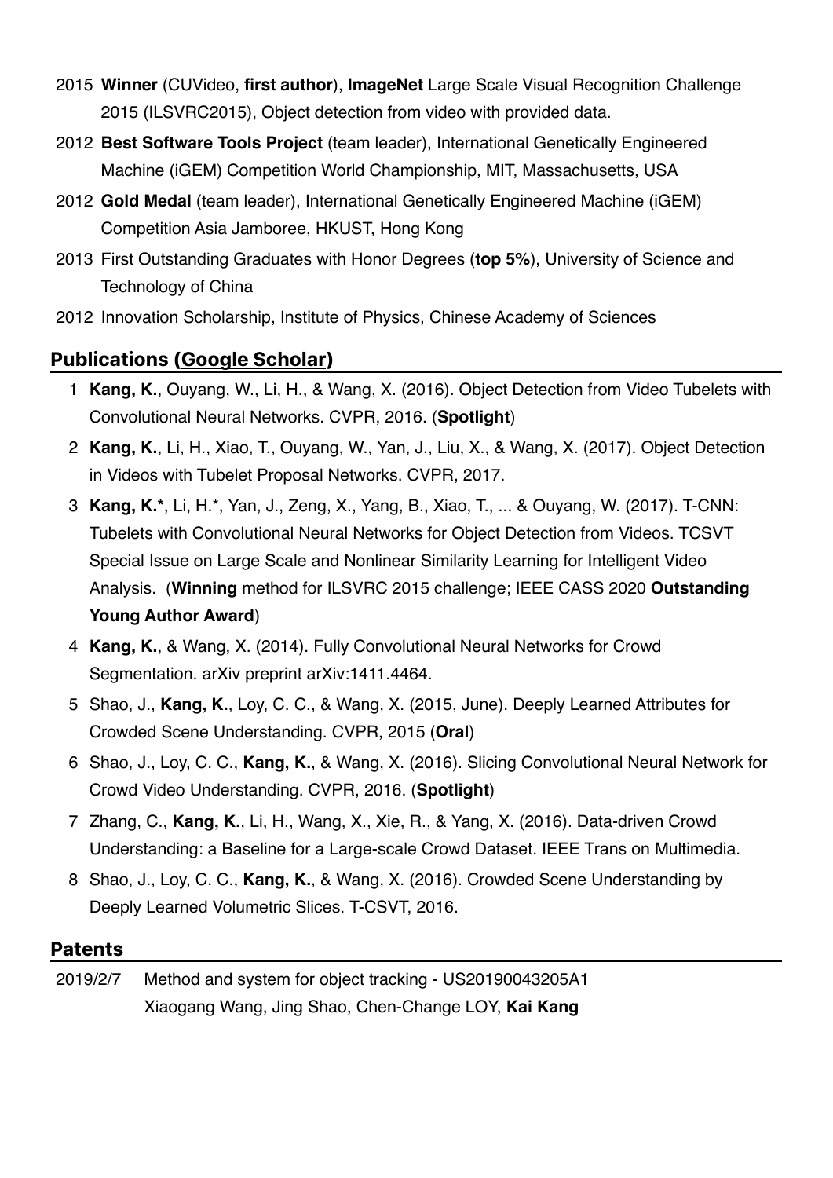2015 **Winner** (CUVideo, **first author**), **ImageNet** Large Scale Visual Recognition Challenge 2015 (ILSVRC2015), Object detection from video with provided data.

2012 **Best Software Tools Project** (team leader), International Genetically Engineered Machine (iGEM) Competition World Championship, MIT, Massachusetts, USA

2012 **Gold Medal** (team leader), International Genetically Engineered Machine (iGEM) Competition Asia Jamboree, HKUST, Hong Kong

2013 First Outstanding Graduates with Honor Degrees (**top 5%**), University of Science and Technology of China

2012 Innovation Scholarship, Institute of Physics, Chinese Academy of Sciences

## Publications (Google Scholar)

1. **Kang, K.**, Ouyang, W., Li, H., & Wang, X. (2016). Object Detection from Video Tubelets with Convolutional Neural Networks. CVPR, 2016. (**Spotlight**)
2. **Kang, K.**, Li, H., Xiao, T., Ouyang, W., Yan, J., Liu, X., & Wang, X. (2017). Object Detection in Videos with Tubelet Proposal Networks. CVPR, 2017.
3. **Kang, K.***, Li, H.*, Yan, J., Zeng, X., Yang, B., Xiao, T., ... & Ouyang, W. (2017). T-CNN: Tubelets with Convolutional Neural Networks for Object Detection from Videos. TCSVT Special Issue on Large Scale and Nonlinear Similarity Learning for Intelligent Video Analysis. (**Winning** method for ILSVRC 2015 challenge; IEEE CASS 2020 **Outstanding Young Author Award**)
4. **Kang, K.**, & Wang, X. (2014). Fully Convolutional Neural Networks for Crowd Segmentation. arXiv preprint arXiv:1411.4464.
5. Shao, J., **Kang, K.**, Loy, C. C., & Wang, X. (2015, June). Deeply Learned Attributes for Crowded Scene Understanding. CVPR, 2015 (**Oral**)
6. Shao, J., Loy, C. C., **Kang, K.**, & Wang, X. (2016). Slicing Convolutional Neural Network for Crowd Video Understanding. CVPR, 2016. (**Spotlight**)
7. Zhang, C., **Kang, K.**, Li, H., Wang, X., Xie, R., & Yang, X. (2016). Data-driven Crowd Understanding: a Baseline for a Large-scale Crowd Dataset. IEEE Trans on Multimedia.
8. Shao, J., Loy, C. C., **Kang, K.**, & Wang, X. (2016). Crowded Scene Understanding by Deeply Learned Volumetric Slices. T-CSVT, 2016.

## Patents

2019/2/7 Method and system for object tracking - US20190043205A1
Xiaogang Wang, Jing Shao, Chen-Change LOY, **Kai Kang**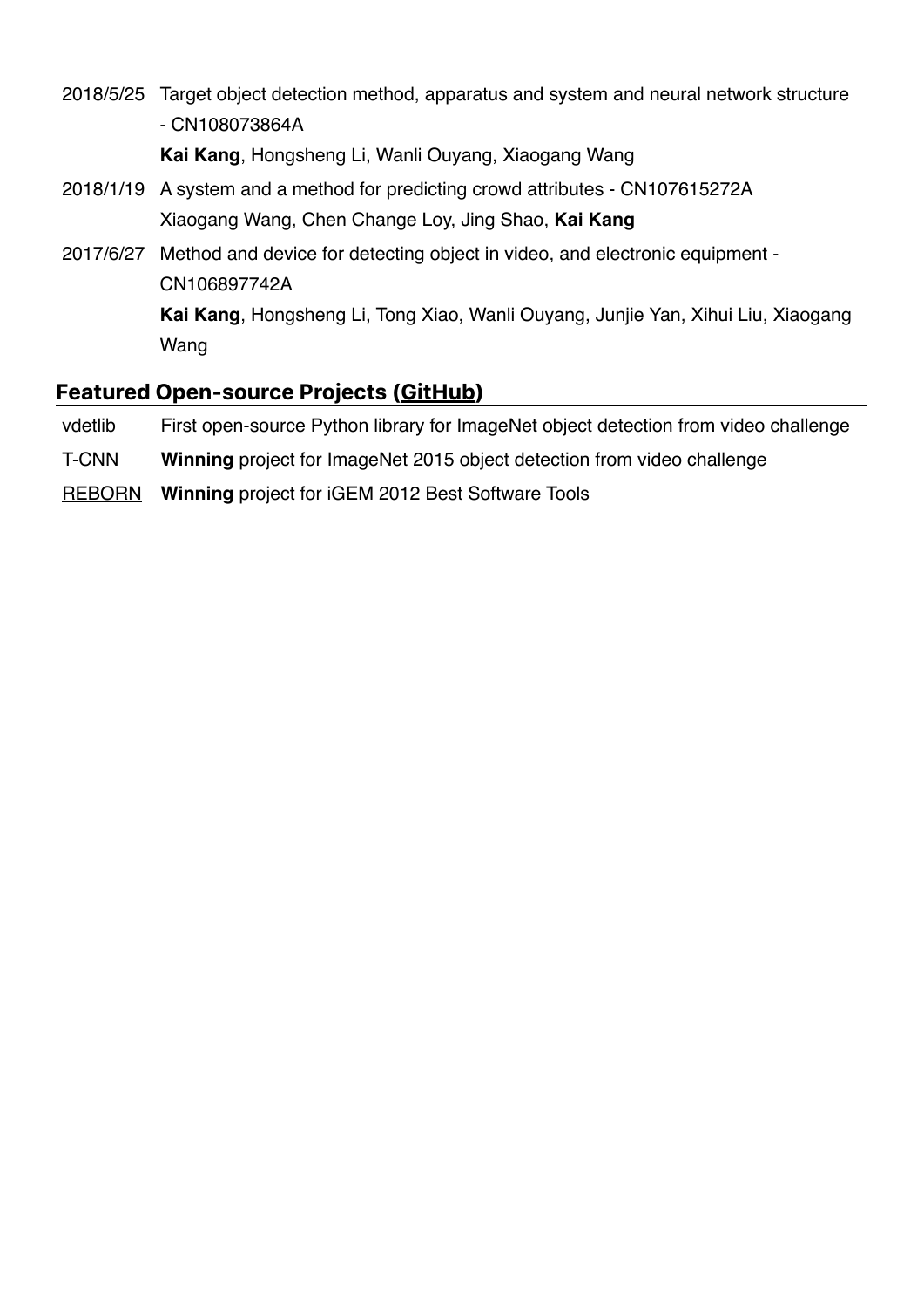2018/5/25 Target object detection method, apparatus and system and neural network structure - CN108073864A
**Kai Kang**, Hongsheng Li, Wanli Ouyang, Xiaogang Wang

2018/1/19 A system and a method for predicting crowd attributes - CN107615272A
Xiaogang Wang, Chen Change Loy, Jing Shao, **Kai Kang**

2017/6/27 Method and device for detecting object in video, and electronic equipment - CN106897742A
**Kai Kang**, Hongsheng Li, Tong Xiao, Wanli Ouyang, Junjie Yan, Xihui Liu, Xiaogang Wang

## Featured Open-source Projects (GitHub)

| | |
|---|---|
| vdetlib | First open-source Python library for ImageNet object detection from video challenge |
| T-CNN | **Winning** project for ImageNet 2015 object detection from video challenge |
| REBORN | **Winning** project for iGEM 2012 Best Software Tools |